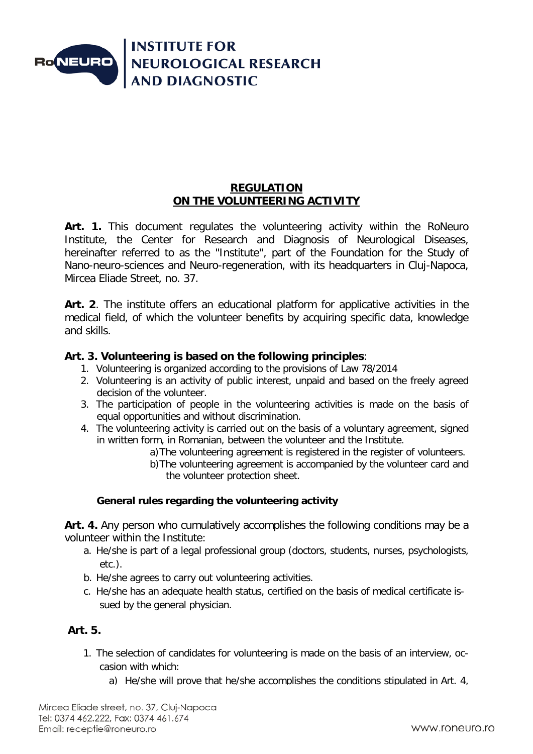# REGULATION ON THE VOLUNTEERING ACTIVITY

**Art. 1.** This document regulates the volunteering activity within the RoNeuro Institute, the Center for Research and Diagnosis of Neurological Diseases, hereinafter referred to as the "Institute", part of the Foundation for the Study of Nano-neuro-sciences and Neuro-regeneration, with its headquarters in Cluj-Napoca, Mircea Eliade Street, no. 37.

**Art. 2**. The institute offers an educational platform for applicative activities in the medical field, of which the volunteer benefits by acquiring specific data, knowledge and skills.

**Art. 3. Volunteering is based on the following principles**:

1. Volunteering is organized according to the provisions of Law 78/2014
2. Volunteering is an activity of public interest, unpaid and based on the freely agreed decision of the volunteer.
3. The participation of people in the volunteering activities is made on the basis of equal opportunities and without discrimination.
4. The volunteering activity is carried out on the basis of a voluntary agreement, signed in written form, in Romanian, between the volunteer and the Institute.
   a) The volunteering agreement is registered in the register of volunteers.
   b) The volunteering agreement is accompanied by the volunteer card and the volunteer protection sheet.

### General rules regarding the volunteering activity

**Art. 4.** Any person who cumulatively accomplishes the following conditions may be a volunteer within the Institute:

a. He/she is part of a legal professional group (doctors, students, nurses, psychologists, etc.).
b. He/she agrees to carry out volunteering activities.
c. He/she has an adequate health status, certified on the basis of medical certificate issued by the general physician.

**Art. 5.**

1. The selection of candidates for volunteering is made on the basis of an interview, occasion with which:
   a) He/she will prove that he/she accomplishes the conditions stipulated in Art. 4,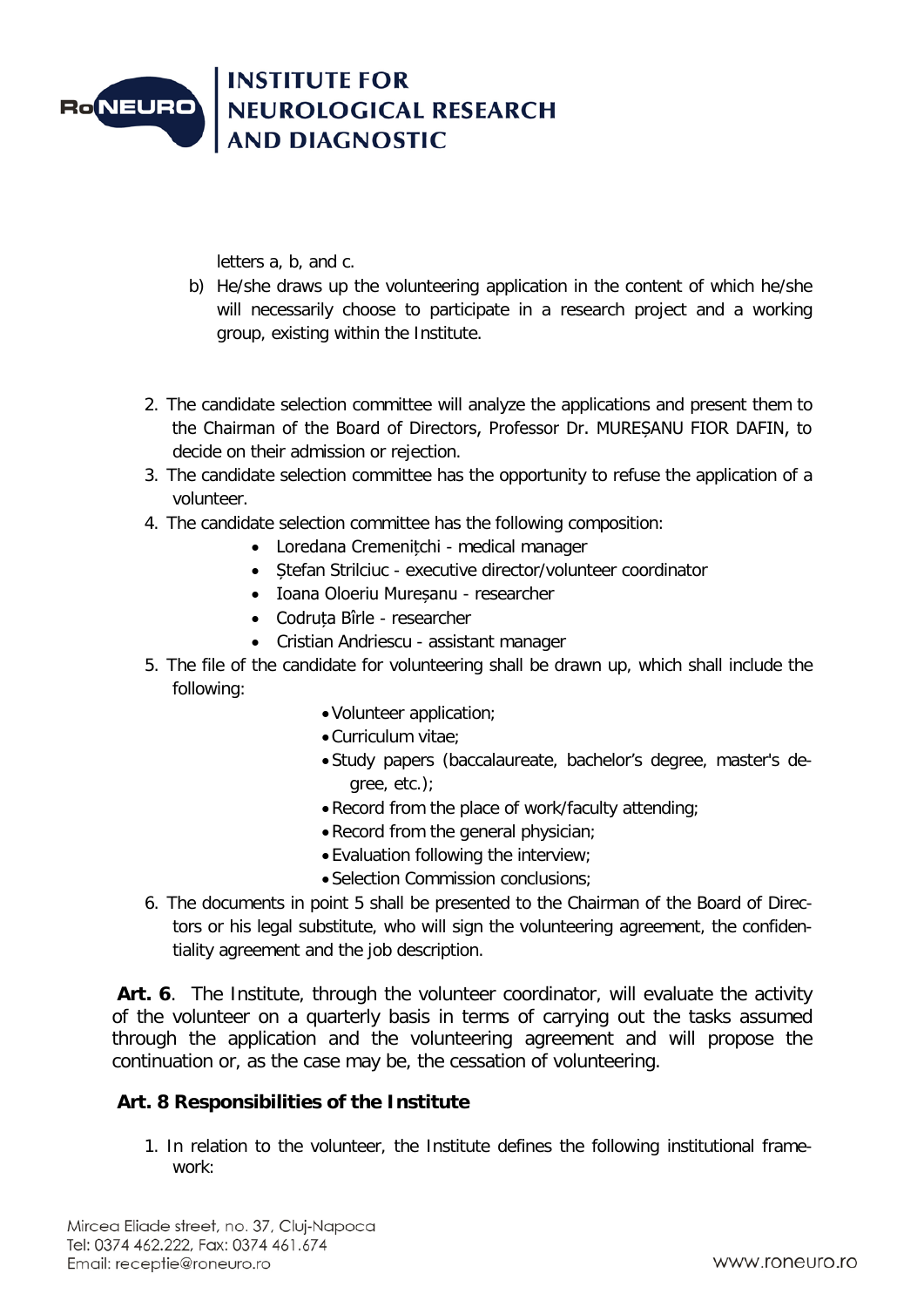letters a, b, and c.

b) He/she draws up the volunteering application in the content of which he/she will necessarily choose to participate in a research project and a working group, existing within the Institute.

2. The candidate selection committee will analyze the applications and present them to the Chairman of the Board of Directors, Professor Dr. MUREȘANU FIOR DAFIN, to decide on their admission or rejection.
3. The candidate selection committee has the opportunity to refuse the application of a volunteer.
4. The candidate selection committee has the following composition:
   - Loredana Cremenițchi - medical manager
   - Ștefan Strilciuc - executive director/volunteer coordinator
   - Ioana Oloeriu Mureșanu - researcher
   - Codruța Bîrle - researcher
   - Cristian Andriescu - assistant manager
5. The file of the candidate for volunteering shall be drawn up, which shall include the following:
   - Volunteer application;
   - Curriculum vitae;
   - Study papers (baccalaureate, bachelor's degree, master's degree, etc.);
   - Record from the place of work/faculty attending;
   - Record from the general physician;
   - Evaluation following the interview;
   - Selection Commission conclusions;
6. The documents in point 5 shall be presented to the Chairman of the Board of Directors or his legal substitute, who will sign the volunteering agreement, the confidentiality agreement and the job description.

**Art. 6**. The Institute, through the volunteer coordinator, will evaluate the activity of the volunteer on a quarterly basis in terms of carrying out the tasks assumed through the application and the volunteering agreement and will propose the continuation or, as the case may be, the cessation of volunteering.

**Art. 8 Responsibilities of the Institute**

1. In relation to the volunteer, the Institute defines the following institutional framework: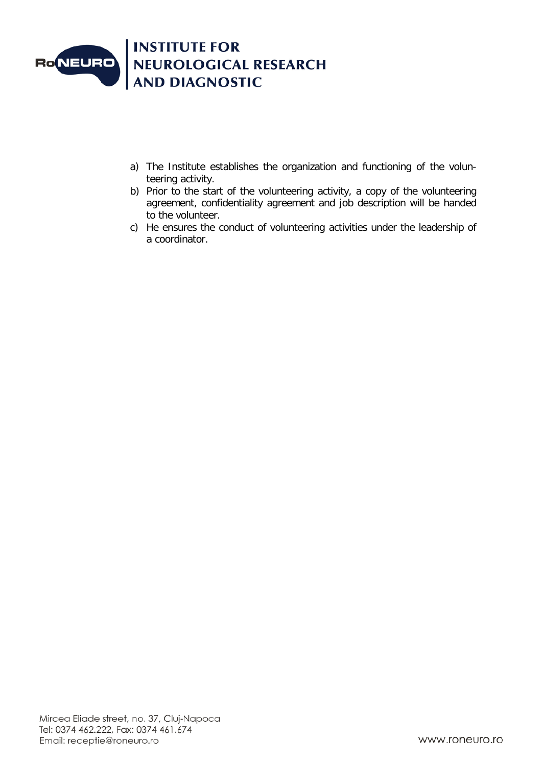a) The Institute establishes the organization and functioning of the volunteering activity.
b) Prior to the start of the volunteering activity, a copy of the volunteering agreement, confidentiality agreement and job description will be handed to the volunteer.
c) He ensures the conduct of volunteering activities under the leadership of a coordinator.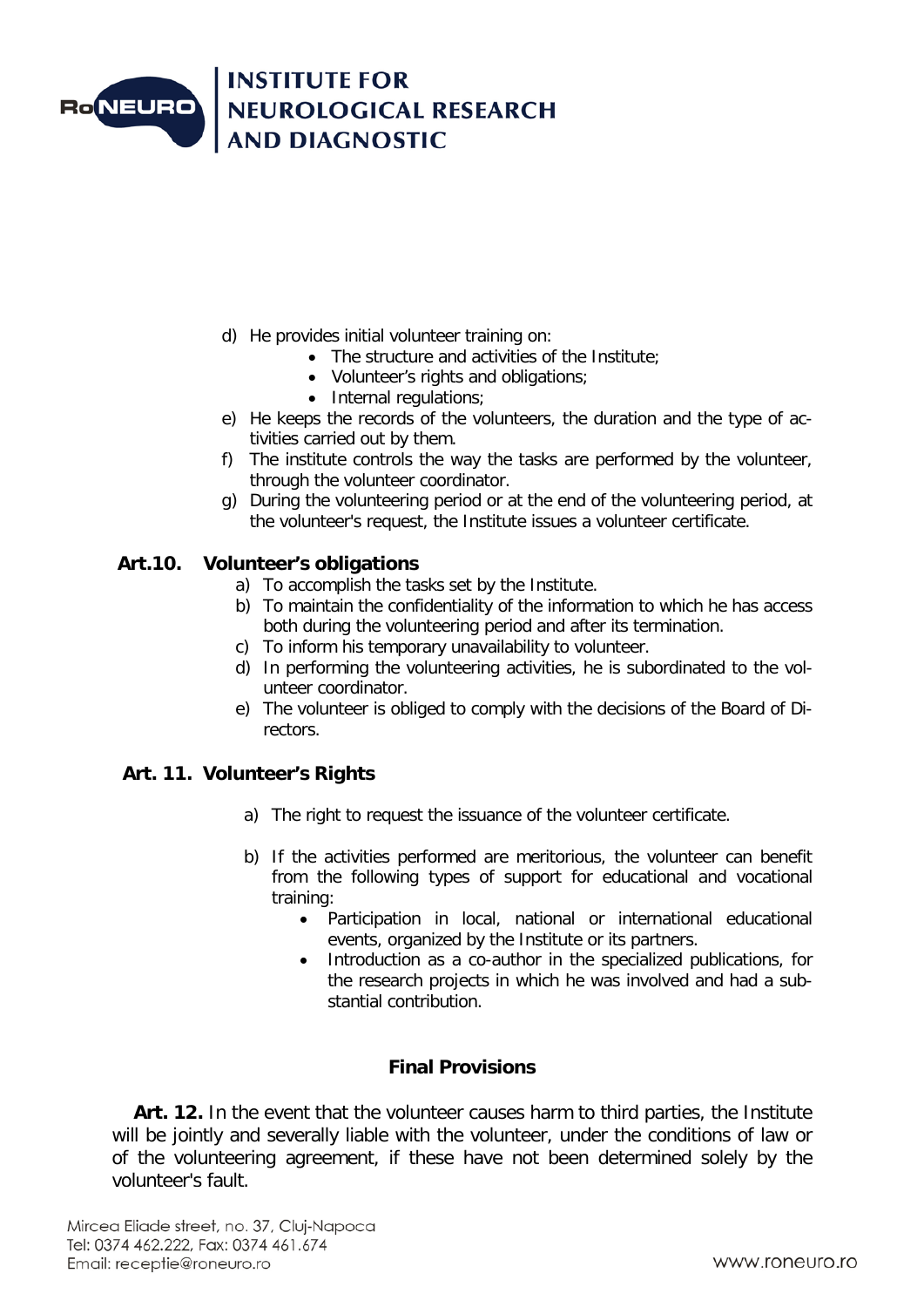d) He provides initial volunteer training on:
    - The structure and activities of the Institute;
    - Volunteer's rights and obligations;
    - Internal regulations;

e) He keeps the records of the volunteers, the duration and the type of activities carried out by them.

f) The institute controls the way the tasks are performed by the volunteer, through the volunteer coordinator.

g) During the volunteering period or at the end of the volunteering period, at the volunteer's request, the Institute issues a volunteer certificate.

### Art.10. Volunteer's obligations

a) To accomplish the tasks set by the Institute.

b) To maintain the confidentiality of the information to which he has access both during the volunteering period and after its termination.

c) To inform his temporary unavailability to volunteer.

d) In performing the volunteering activities, he is subordinated to the volunteer coordinator.

e) The volunteer is obliged to comply with the decisions of the Board of Directors.

### Art. 11. Volunteer's Rights

a) The right to request the issuance of the volunteer certificate.

b) If the activities performed are meritorious, the volunteer can benefit from the following types of support for educational and vocational training:
    - Participation in local, national or international educational events, organized by the Institute or its partners.
    - Introduction as a co-author in the specialized publications, for the research projects in which he was involved and had a substantial contribution.

## Final Provisions

**Art. 12.** In the event that the volunteer causes harm to third parties, the Institute will be jointly and severally liable with the volunteer, under the conditions of law or of the volunteering agreement, if these have not been determined solely by the volunteer's fault.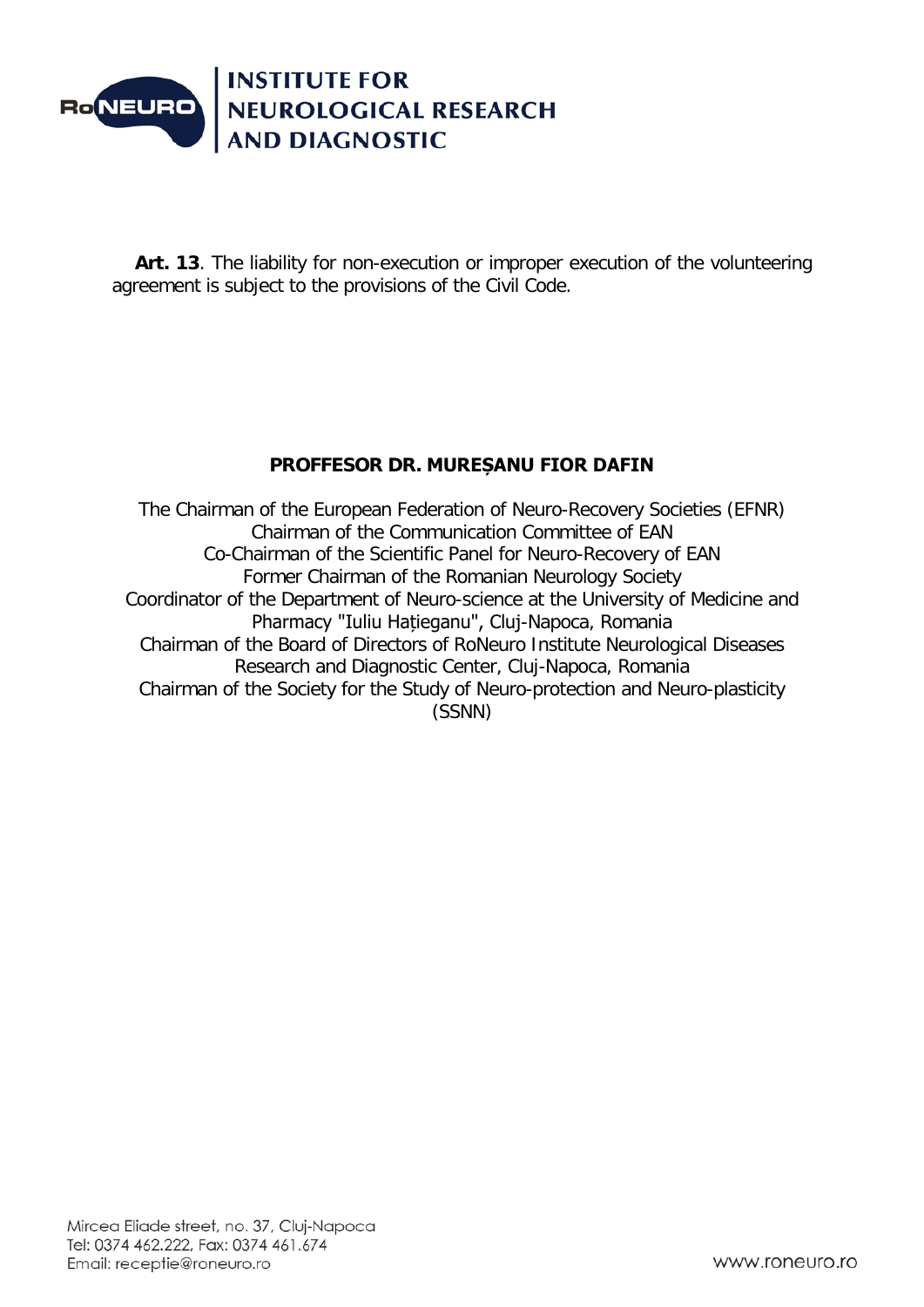**Art. 13**. The liability for non-execution or improper execution of the volunteering agreement is subject to the provisions of the Civil Code.

**PROFFESOR DR. MUREȘANU FIOR DAFIN**

The Chairman of the European Federation of Neuro-Recovery Societies (EFNR)
Chairman of the Communication Committee of EAN
Co-Chairman of the Scientific Panel for Neuro-Recovery of EAN
Former Chairman of the Romanian Neurology Society
Coordinator of the Department of Neuro-science at the University of Medicine and Pharmacy "Iuliu Hațieganu", Cluj-Napoca, Romania
Chairman of the Board of Directors of RoNeuro Institute Neurological Diseases Research and Diagnostic Center, Cluj-Napoca, Romania
Chairman of the Society for the Study of Neuro-protection and Neuro-plasticity (SSNN)